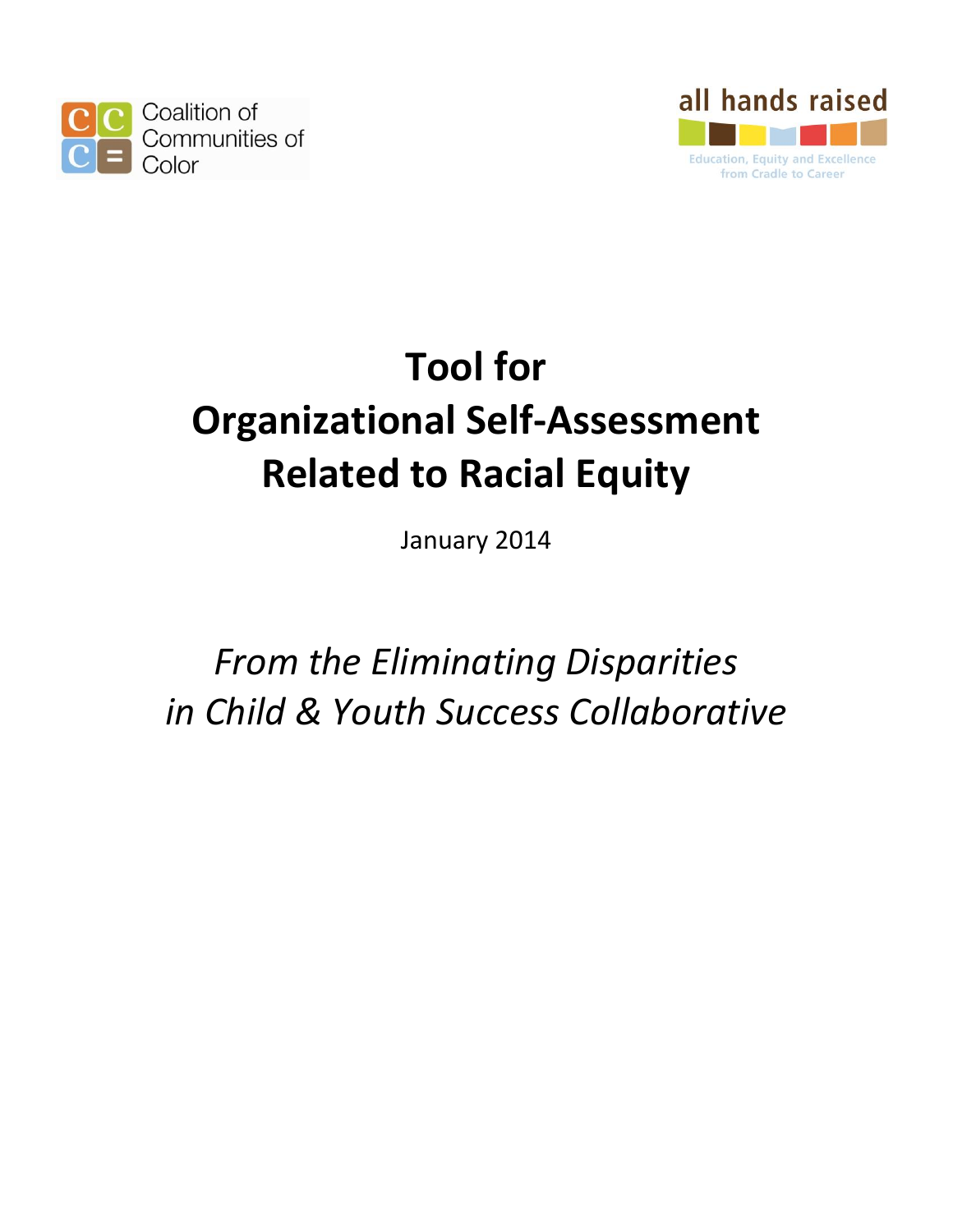Coalition of Communities of Color

all hands raised

Education, Equity and Excellence from Cradle to Career

# Tool for Organizational Self-Assessment Related to Racial Equity

January 2014

*From the Eliminating Disparities in Child & Youth Success Collaborative*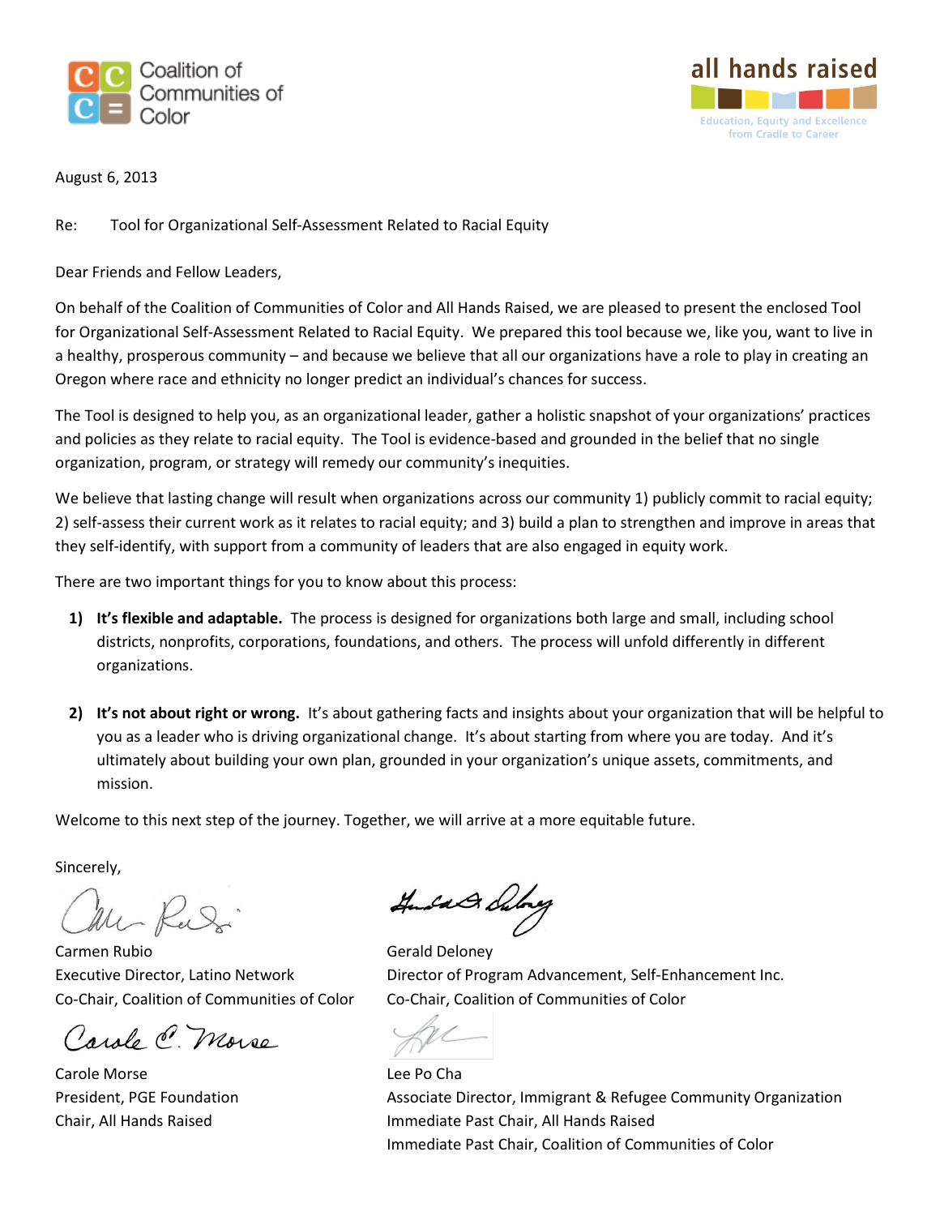Coalition of Communities of Color

all hands raised

Education, Equity and Excellence from Cradle to Career

August 6, 2013

Re: Tool for Organizational Self-Assessment Related to Racial Equity

Dear Friends and Fellow Leaders,

On behalf of the Coalition of Communities of Color and All Hands Raised, we are pleased to present the enclosed Tool for Organizational Self-Assessment Related to Racial Equity. We prepared this tool because we, like you, want to live in a healthy, prosperous community – and because we believe that all our organizations have a role to play in creating an Oregon where race and ethnicity no longer predict an individual's chances for success.

The Tool is designed to help you, as an organizational leader, gather a holistic snapshot of your organizations' practices and policies as they relate to racial equity. The Tool is evidence-based and grounded in the belief that no single organization, program, or strategy will remedy our community's inequities.

We believe that lasting change will result when organizations across our community 1) publicly commit to racial equity; 2) self-assess their current work as it relates to racial equity; and 3) build a plan to strengthen and improve in areas that they self-identify, with support from a community of leaders that are also engaged in equity work.

There are two important things for you to know about this process:

1) **It's flexible and adaptable.** The process is designed for organizations both large and small, including school districts, nonprofits, corporations, foundations, and others. The process will unfold differently in different organizations.

2) **It's not about right or wrong.** It's about gathering facts and insights about your organization that will be helpful to you as a leader who is driving organizational change. It's about starting from where you are today. And it's ultimately about building your own plan, grounded in your organization's unique assets, commitments, and mission.

Welcome to this next step of the journey. Together, we will arrive at a more equitable future.

Sincerely,

Carmen Rubio
Executive Director, Latino Network
Co-Chair, Coalition of Communities of Color

Gerald Deloney
Director of Program Advancement, Self-Enhancement Inc.
Co-Chair, Coalition of Communities of Color

Carole Morse
President, PGE Foundation
Chair, All Hands Raised

Lee Po Cha
Associate Director, Immigrant & Refugee Community Organization
Immediate Past Chair, All Hands Raised
Immediate Past Chair, Coalition of Communities of Color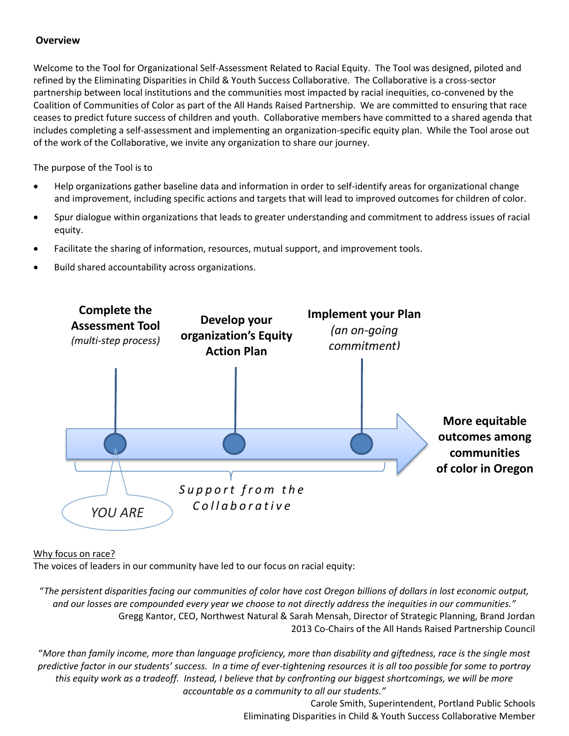**Overview**

Welcome to the Tool for Organizational Self-Assessment Related to Racial Equity. The Tool was designed, piloted and refined by the Eliminating Disparities in Child & Youth Success Collaborative. The Collaborative is a cross-sector partnership between local institutions and the communities most impacted by racial inequities, co-convened by the Coalition of Communities of Color as part of the All Hands Raised Partnership. We are committed to ensuring that race ceases to predict future success of children and youth. Collaborative members have committed to a shared agenda that includes completing a self-assessment and implementing an organization-specific equity plan. While the Tool arose out of the work of the Collaborative, we invite any organization to share our journey.

The purpose of the Tool is to

- Help organizations gather baseline data and information in order to self-identify areas for organizational change and improvement, including specific actions and targets that will lead to improved outcomes for children of color.
- Spur dialogue within organizations that leads to greater understanding and commitment to address issues of racial equity.
- Facilitate the sharing of information, resources, mutual support, and improvement tools.
- Build shared accountability across organizations.

**Complete the Assessment Tool** *(multi-step process)*

**Develop your organization's Equity Action Plan**

**Implement your Plan** *(an on-going commitment)*

**More equitable outcomes among communities of color in Oregon**

*YOU ARE*

*Support from the Collaborative*

<u>Why focus on race?</u>
The voices of leaders in our community have led to our focus on racial equity:

"*The persistent disparities facing our communities of color have cost Oregon billions of dollars in lost economic output, and our losses are compounded every year we choose to not directly address the inequities in our communities.*"
Gregg Kantor, CEO, Northwest Natural & Sarah Mensah, Director of Strategic Planning, Brand Jordan
2013 Co-Chairs of the All Hands Raised Partnership Council

"*More than family income, more than language proficiency, more than disability and giftedness, race is the single most predictive factor in our students' success. In a time of ever-tightening resources it is all too possible for some to portray this equity work as a tradeoff. Instead, I believe that by confronting our biggest shortcomings, we will be more accountable as a community to all our students.*"
Carole Smith, Superintendent, Portland Public Schools
Eliminating Disparities in Child & Youth Success Collaborative Member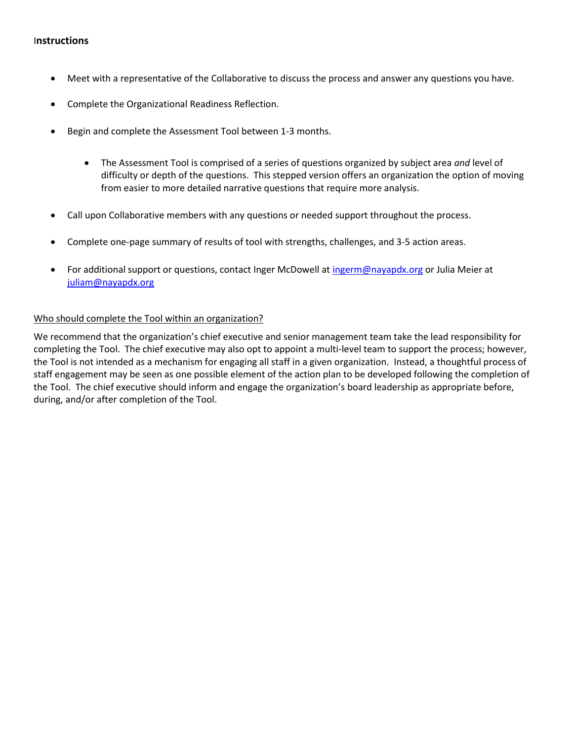**Instructions**

- Meet with a representative of the Collaborative to discuss the process and answer any questions you have.
- Complete the Organizational Readiness Reflection.
- Begin and complete the Assessment Tool between 1-3 months.
  - The Assessment Tool is comprised of a series of questions organized by subject area *and* level of difficulty or depth of the questions. This stepped version offers an organization the option of moving from easier to more detailed narrative questions that require more analysis.
- Call upon Collaborative members with any questions or needed support throughout the process.
- Complete one-page summary of results of tool with strengths, challenges, and 3-5 action areas.
- For additional support or questions, contact Inger McDowell at [ingerm@nayapdx.org](mailto:ingerm@nayapdx.org) or Julia Meier at [juliam@nayapdx.org](mailto:juliam@nayapdx.org)

<u>Who should complete the Tool within an organization?</u>

We recommend that the organization's chief executive and senior management team take the lead responsibility for completing the Tool. The chief executive may also opt to appoint a multi-level team to support the process; however, the Tool is not intended as a mechanism for engaging all staff in a given organization. Instead, a thoughtful process of staff engagement may be seen as one possible element of the action plan to be developed following the completion of the Tool. The chief executive should inform and engage the organization's board leadership as appropriate before, during, and/or after completion of the Tool.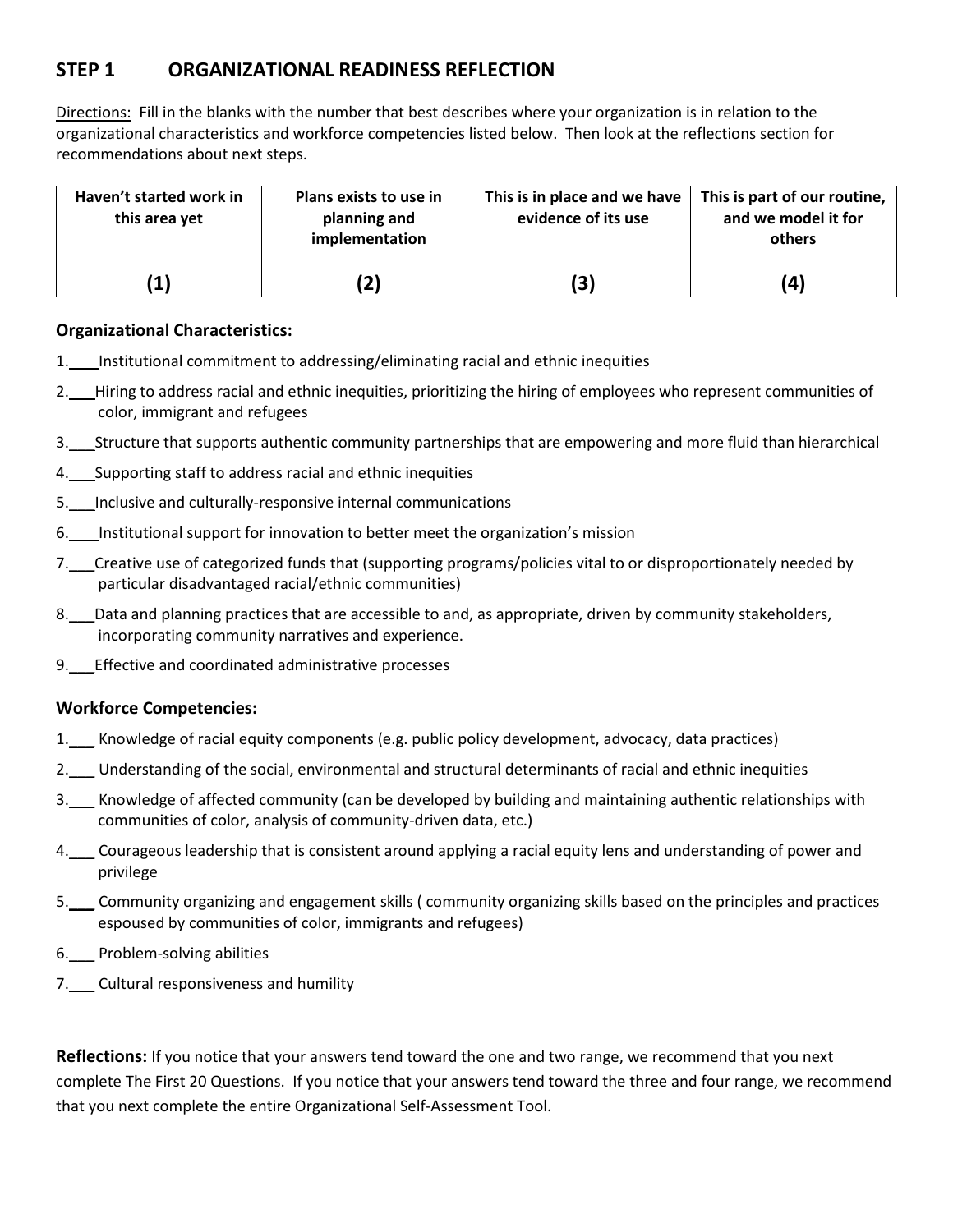## STEP 1 ORGANIZATIONAL READINESS REFLECTION

Directions: Fill in the blanks with the number that best describes where your organization is in relation to the organizational characteristics and workforce competencies listed below. Then look at the reflections section for recommendations about next steps.

| Haven't started work in this area yet | Plans exists to use in planning and implementation | This is in place and we have evidence of its use | This is part of our routine, and we model it for others |
|---|---|---|---|
| (1) | (2) | (3) | (4) |

**Organizational Characteristics:**

1. ___ Institutional commitment to addressing/eliminating racial and ethnic inequities
2. ___ Hiring to address racial and ethnic inequities, prioritizing the hiring of employees who represent communities of color, immigrant and refugees
3. ___ Structure that supports authentic community partnerships that are empowering and more fluid than hierarchical
4. ___ Supporting staff to address racial and ethnic inequities
5. ___ Inclusive and culturally-responsive internal communications
6. ___ Institutional support for innovation to better meet the organization's mission
7. ___ Creative use of categorized funds that (supporting programs/policies vital to or disproportionately needed by particular disadvantaged racial/ethnic communities)
8. ___ Data and planning practices that are accessible to and, as appropriate, driven by community stakeholders, incorporating community narratives and experience.
9. ___ Effective and coordinated administrative processes

**Workforce Competencies:**

1. ___ Knowledge of racial equity components (e.g. public policy development, advocacy, data practices)
2. ___ Understanding of the social, environmental and structural determinants of racial and ethnic inequities
3. ___ Knowledge of affected community (can be developed by building and maintaining authentic relationships with communities of color, analysis of community-driven data, etc.)
4. ___ Courageous leadership that is consistent around applying a racial equity lens and understanding of power and privilege
5. ___ Community organizing and engagement skills ( community organizing skills based on the principles and practices espoused by communities of color, immigrants and refugees)
6. ___ Problem-solving abilities
7. ___ Cultural responsiveness and humility

**Reflections:** If you notice that your answers tend toward the one and two range, we recommend that you next complete The First 20 Questions. If you notice that your answers tend toward the three and four range, we recommend that you next complete the entire Organizational Self-Assessment Tool.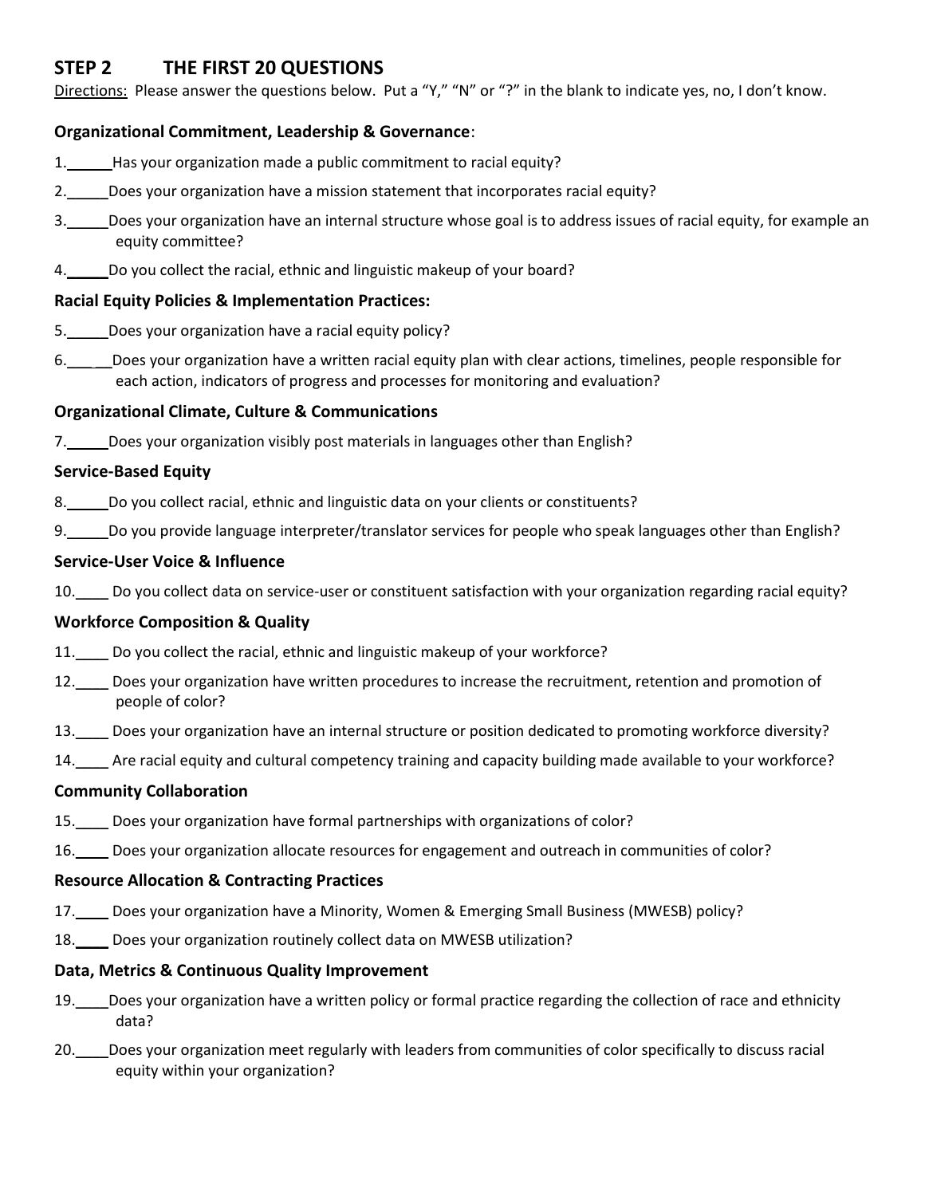## STEP 2 THE FIRST 20 QUESTIONS

Directions: Please answer the questions below. Put a "Y," "N" or "?" in the blank to indicate yes, no, I don't know.

### Organizational Commitment, Leadership & Governance:

1.______Has your organization made a public commitment to racial equity?

2.______Does your organization have a mission statement that incorporates racial equity?

3.______Does your organization have an internal structure whose goal is to address issues of racial equity, for example an equity committee?

4.______Do you collect the racial, ethnic and linguistic makeup of your board?

### Racial Equity Policies & Implementation Practices:

5.______Does your organization have a racial equity policy?

6.______Does your organization have a written racial equity plan with clear actions, timelines, people responsible for each action, indicators of progress and processes for monitoring and evaluation?

### Organizational Climate, Culture & Communications

7.______Does your organization visibly post materials in languages other than English?

### Service-Based Equity

8.______Do you collect racial, ethnic and linguistic data on your clients or constituents?

9.______Do you provide language interpreter/translator services for people who speak languages other than English?

### Service-User Voice & Influence

10.____ Do you collect data on service-user or constituent satisfaction with your organization regarding racial equity?

### Workforce Composition & Quality

11.____ Do you collect the racial, ethnic and linguistic makeup of your workforce?

12.____ Does your organization have written procedures to increase the recruitment, retention and promotion of people of color?

13.____ Does your organization have an internal structure or position dedicated to promoting workforce diversity?

14.____ Are racial equity and cultural competency training and capacity building made available to your workforce?

### Community Collaboration

15.____ Does your organization have formal partnerships with organizations of color?

16.____ Does your organization allocate resources for engagement and outreach in communities of color?

### Resource Allocation & Contracting Practices

17.____ Does your organization have a Minority, Women & Emerging Small Business (MWESB) policy?

18.____ Does your organization routinely collect data on MWESB utilization?

### Data, Metrics & Continuous Quality Improvement

19.____Does your organization have a written policy or formal practice regarding the collection of race and ethnicity data?

20.____Does your organization meet regularly with leaders from communities of color specifically to discuss racial equity within your organization?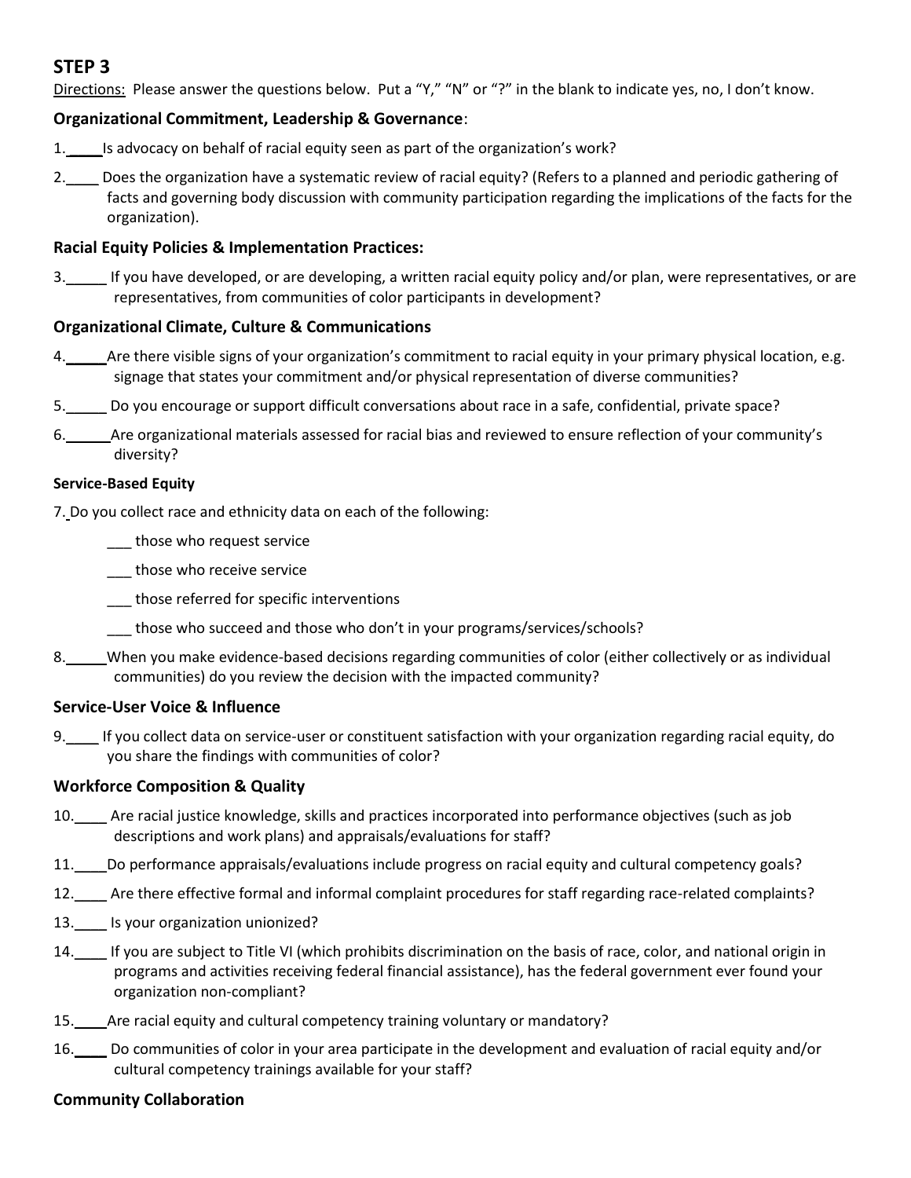## STEP 3

Directions: Please answer the questions below. Put a "Y," "N" or "?" in the blank to indicate yes, no, I don't know.

### Organizational Commitment, Leadership & Governance:

1.____Is advocacy on behalf of racial equity seen as part of the organization's work?

2.____ Does the organization have a systematic review of racial equity? (Refers to a planned and periodic gathering of facts and governing body discussion with community participation regarding the implications of the facts for the organization).

### Racial Equity Policies & Implementation Practices:

3._____ If you have developed, or are developing, a written racial equity policy and/or plan, were representatives, or are representatives, from communities of color participants in development?

### Organizational Climate, Culture & Communications

4._____Are there visible signs of your organization's commitment to racial equity in your primary physical location, e.g. signage that states your commitment and/or physical representation of diverse communities?

5._____ Do you encourage or support difficult conversations about race in a safe, confidential, private space?

6.______Are organizational materials assessed for racial bias and reviewed to ensure reflection of your community's diversity?

#### Service-Based Equity

7. Do you collect race and ethnicity data on each of the following:

- ___ those who request service
- ___ those who receive service
- ___ those referred for specific interventions
- ___ those who succeed and those who don't in your programs/services/schools?

8._____When you make evidence-based decisions regarding communities of color (either collectively or as individual communities) do you review the decision with the impacted community?

### Service-User Voice & Influence

9.____ If you collect data on service-user or constituent satisfaction with your organization regarding racial equity, do you share the findings with communities of color?

### Workforce Composition & Quality

10.____ Are racial justice knowledge, skills and practices incorporated into performance objectives (such as job descriptions and work plans) and appraisals/evaluations for staff?

11.____Do performance appraisals/evaluations include progress on racial equity and cultural competency goals?

12.____ Are there effective formal and informal complaint procedures for staff regarding race-related complaints?

13.____ Is your organization unionized?

14.____ If you are subject to Title VI (which prohibits discrimination on the basis of race, color, and national origin in programs and activities receiving federal financial assistance), has the federal government ever found your organization non-compliant?

15.____Are racial equity and cultural competency training voluntary or mandatory?

16.____ Do communities of color in your area participate in the development and evaluation of racial equity and/or cultural competency trainings available for your staff?

### Community Collaboration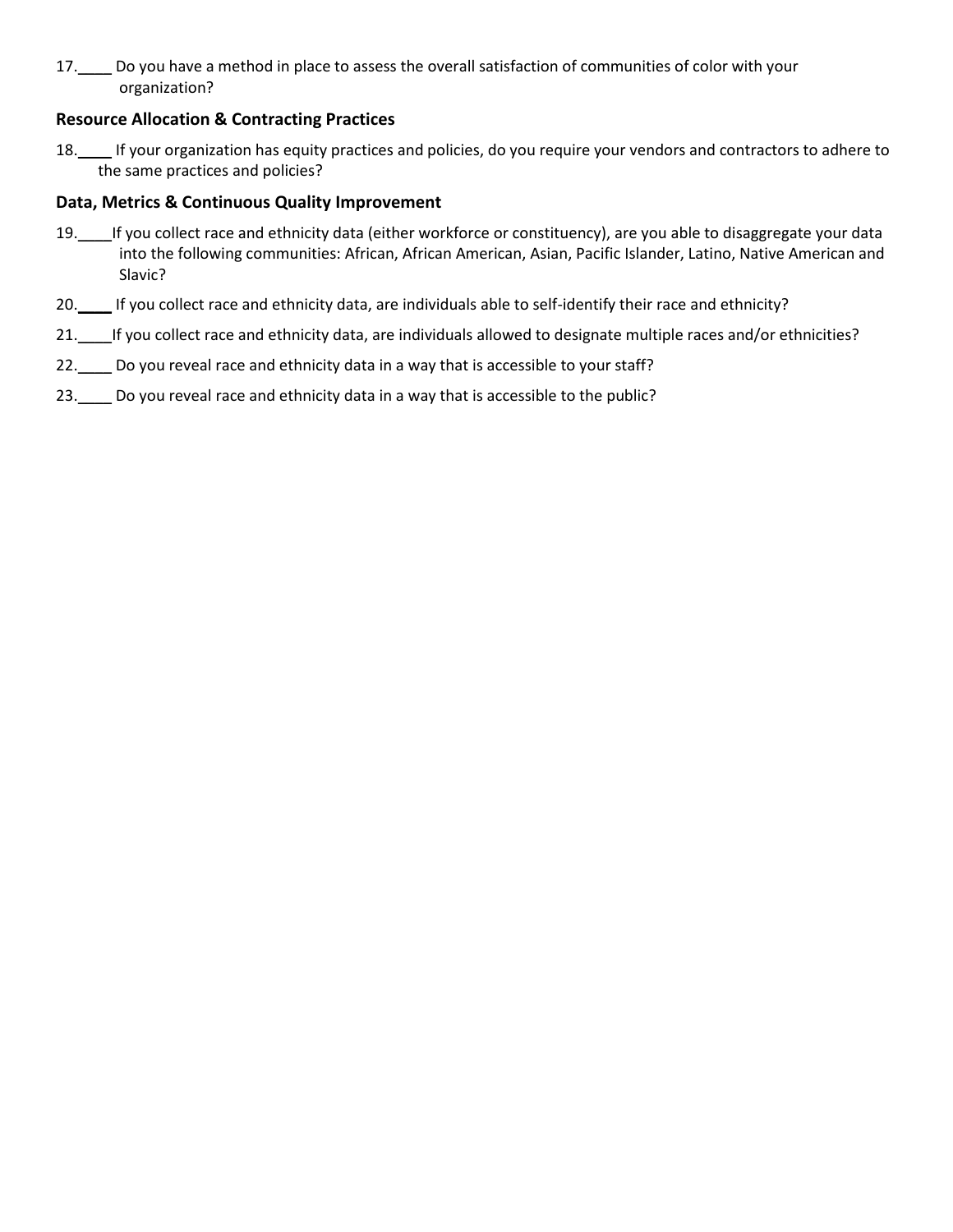17.____ Do you have a method in place to assess the overall satisfaction of communities of color with your organization?

**Resource Allocation & Contracting Practices**

18.____ If your organization has equity practices and policies, do you require your vendors and contractors to adhere to the same practices and policies?

**Data, Metrics & Continuous Quality Improvement**

19.____If you collect race and ethnicity data (either workforce or constituency), are you able to disaggregate your data into the following communities: African, African American, Asian, Pacific Islander, Latino, Native American and Slavic?

20.____ If you collect race and ethnicity data, are individuals able to self-identify their race and ethnicity?

21.____If you collect race and ethnicity data, are individuals allowed to designate multiple races and/or ethnicities?

22.____ Do you reveal race and ethnicity data in a way that is accessible to your staff?

23.____ Do you reveal race and ethnicity data in a way that is accessible to the public?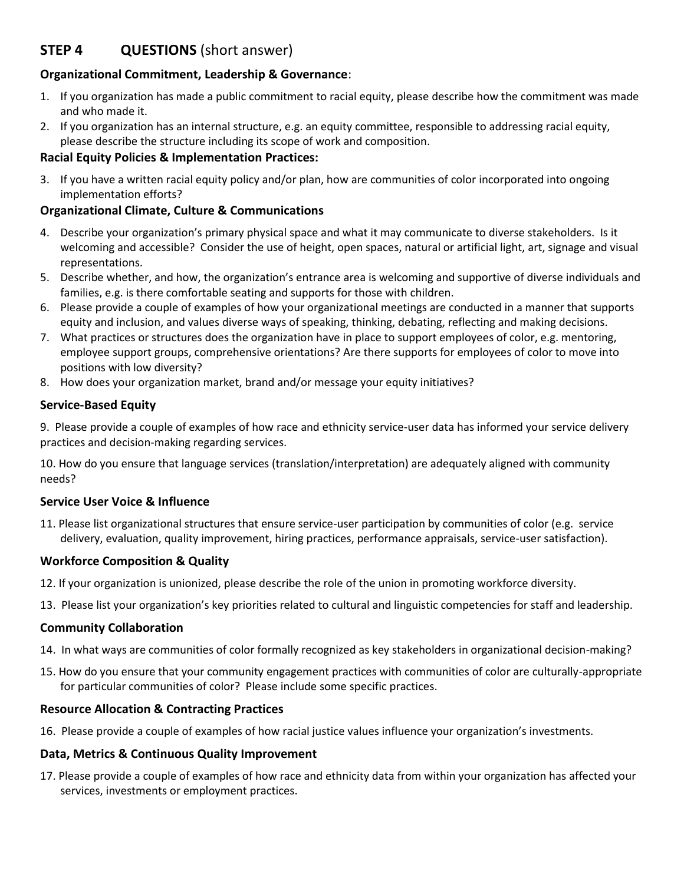## STEP 4 QUESTIONS (short answer)

**Organizational Commitment, Leadership & Governance**:

1. If you organization has made a public commitment to racial equity, please describe how the commitment was made and who made it.
2. If you organization has an internal structure, e.g. an equity committee, responsible to addressing racial equity, please describe the structure including its scope of work and composition.

**Racial Equity Policies & Implementation Practices:**

3. If you have a written racial equity policy and/or plan, how are communities of color incorporated into ongoing implementation efforts?

**Organizational Climate, Culture & Communications**

4. Describe your organization's primary physical space and what it may communicate to diverse stakeholders. Is it welcoming and accessible? Consider the use of height, open spaces, natural or artificial light, art, signage and visual representations.
5. Describe whether, and how, the organization's entrance area is welcoming and supportive of diverse individuals and families, e.g. is there comfortable seating and supports for those with children.
6. Please provide a couple of examples of how your organizational meetings are conducted in a manner that supports equity and inclusion, and values diverse ways of speaking, thinking, debating, reflecting and making decisions.
7. What practices or structures does the organization have in place to support employees of color, e.g. mentoring, employee support groups, comprehensive orientations? Are there supports for employees of color to move into positions with low diversity?
8. How does your organization market, brand and/or message your equity initiatives?

**Service-Based Equity**

9. Please provide a couple of examples of how race and ethnicity service-user data has informed your service delivery practices and decision-making regarding services.

10. How do you ensure that language services (translation/interpretation) are adequately aligned with community needs?

**Service User Voice & Influence**

11. Please list organizational structures that ensure service-user participation by communities of color (e.g. service delivery, evaluation, quality improvement, hiring practices, performance appraisals, service-user satisfaction).

**Workforce Composition & Quality**

12. If your organization is unionized, please describe the role of the union in promoting workforce diversity.

13. Please list your organization's key priorities related to cultural and linguistic competencies for staff and leadership.

**Community Collaboration**

14. In what ways are communities of color formally recognized as key stakeholders in organizational decision-making?

15. How do you ensure that your community engagement practices with communities of color are culturally-appropriate for particular communities of color? Please include some specific practices.

**Resource Allocation & Contracting Practices**

16. Please provide a couple of examples of how racial justice values influence your organization's investments.

**Data, Metrics & Continuous Quality Improvement**

17. Please provide a couple of examples of how race and ethnicity data from within your organization has affected your services, investments or employment practices.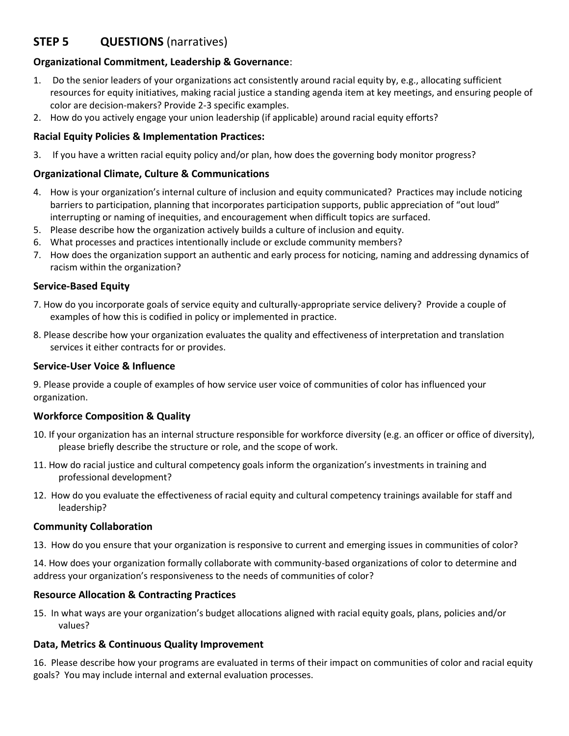## STEP 5 QUESTIONS (narratives)

**Organizational Commitment, Leadership & Governance**:

1. Do the senior leaders of your organizations act consistently around racial equity by, e.g., allocating sufficient resources for equity initiatives, making racial justice a standing agenda item at key meetings, and ensuring people of color are decision-makers? Provide 2-3 specific examples.
2. How do you actively engage your union leadership (if applicable) around racial equity efforts?

**Racial Equity Policies & Implementation Practices:**

3. If you have a written racial equity policy and/or plan, how does the governing body monitor progress?

**Organizational Climate, Culture & Communications**

4. How is your organization's internal culture of inclusion and equity communicated? Practices may include noticing barriers to participation, planning that incorporates participation supports, public appreciation of "out loud" interrupting or naming of inequities, and encouragement when difficult topics are surfaced.
5. Please describe how the organization actively builds a culture of inclusion and equity.
6. What processes and practices intentionally include or exclude community members?
7. How does the organization support an authentic and early process for noticing, naming and addressing dynamics of racism within the organization?

**Service-Based Equity**

7. How do you incorporate goals of service equity and culturally-appropriate service delivery? Provide a couple of examples of how this is codified in policy or implemented in practice.

8. Please describe how your organization evaluates the quality and effectiveness of interpretation and translation services it either contracts for or provides.

**Service-User Voice & Influence**

9. Please provide a couple of examples of how service user voice of communities of color has influenced your organization.

**Workforce Composition & Quality**

10. If your organization has an internal structure responsible for workforce diversity (e.g. an officer or office of diversity), please briefly describe the structure or role, and the scope of work.

11. How do racial justice and cultural competency goals inform the organization's investments in training and professional development?

12. How do you evaluate the effectiveness of racial equity and cultural competency trainings available for staff and leadership?

**Community Collaboration**

13. How do you ensure that your organization is responsive to current and emerging issues in communities of color?

14. How does your organization formally collaborate with community-based organizations of color to determine and address your organization's responsiveness to the needs of communities of color?

**Resource Allocation & Contracting Practices**

15. In what ways are your organization's budget allocations aligned with racial equity goals, plans, policies and/or values?

**Data, Metrics & Continuous Quality Improvement**

16. Please describe how your programs are evaluated in terms of their impact on communities of color and racial equity goals? You may include internal and external evaluation processes.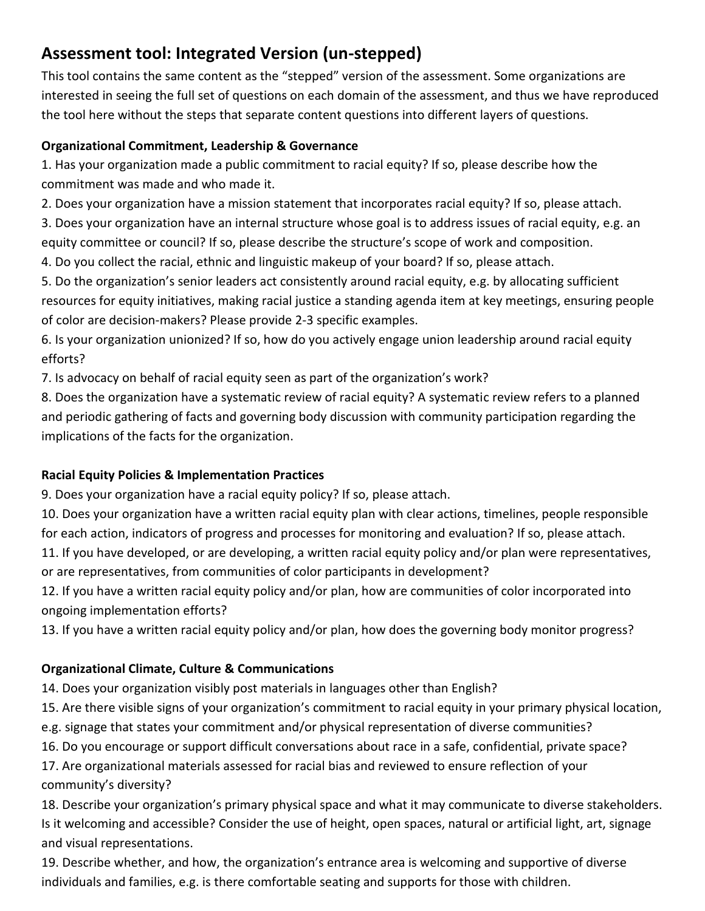## Assessment tool: Integrated Version (un-stepped)

This tool contains the same content as the "stepped" version of the assessment. Some organizations are interested in seeing the full set of questions on each domain of the assessment, and thus we have reproduced the tool here without the steps that separate content questions into different layers of questions.

**Organizational Commitment, Leadership & Governance**

1. Has your organization made a public commitment to racial equity? If so, please describe how the commitment was made and who made it.
2. Does your organization have a mission statement that incorporates racial equity? If so, please attach.
3. Does your organization have an internal structure whose goal is to address issues of racial equity, e.g. an equity committee or council? If so, please describe the structure's scope of work and composition.
4. Do you collect the racial, ethnic and linguistic makeup of your board? If so, please attach.
5. Do the organization's senior leaders act consistently around racial equity, e.g. by allocating sufficient resources for equity initiatives, making racial justice a standing agenda item at key meetings, ensuring people of color are decision-makers? Please provide 2-3 specific examples.
6. Is your organization unionized? If so, how do you actively engage union leadership around racial equity efforts?
7. Is advocacy on behalf of racial equity seen as part of the organization's work?
8. Does the organization have a systematic review of racial equity? A systematic review refers to a planned and periodic gathering of facts and governing body discussion with community participation regarding the implications of the facts for the organization.

**Racial Equity Policies & Implementation Practices**

9. Does your organization have a racial equity policy? If so, please attach.
10. Does your organization have a written racial equity plan with clear actions, timelines, people responsible for each action, indicators of progress and processes for monitoring and evaluation? If so, please attach.
11. If you have developed, or are developing, a written racial equity policy and/or plan were representatives, or are representatives, from communities of color participants in development?
12. If you have a written racial equity policy and/or plan, how are communities of color incorporated into ongoing implementation efforts?
13. If you have a written racial equity policy and/or plan, how does the governing body monitor progress?

**Organizational Climate, Culture & Communications**

14. Does your organization visibly post materials in languages other than English?
15. Are there visible signs of your organization's commitment to racial equity in your primary physical location, e.g. signage that states your commitment and/or physical representation of diverse communities?
16. Do you encourage or support difficult conversations about race in a safe, confidential, private space?
17. Are organizational materials assessed for racial bias and reviewed to ensure reflection of your community's diversity?
18. Describe your organization's primary physical space and what it may communicate to diverse stakeholders. Is it welcoming and accessible? Consider the use of height, open spaces, natural or artificial light, art, signage and visual representations.
19. Describe whether, and how, the organization's entrance area is welcoming and supportive of diverse individuals and families, e.g. is there comfortable seating and supports for those with children.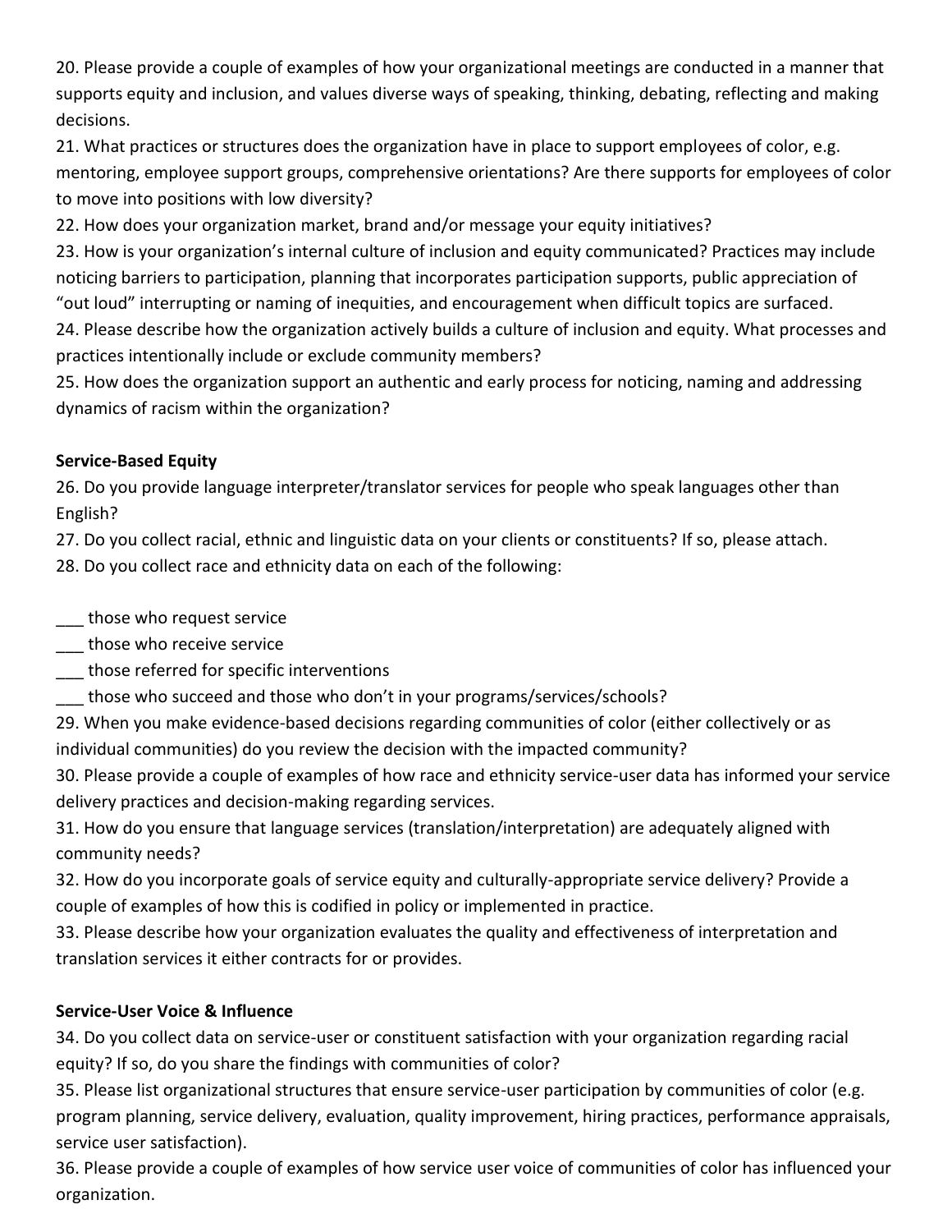20. Please provide a couple of examples of how your organizational meetings are conducted in a manner that supports equity and inclusion, and values diverse ways of speaking, thinking, debating, reflecting and making decisions.
21. What practices or structures does the organization have in place to support employees of color, e.g. mentoring, employee support groups, comprehensive orientations? Are there supports for employees of color to move into positions with low diversity?
22. How does your organization market, brand and/or message your equity initiatives?
23. How is your organization's internal culture of inclusion and equity communicated? Practices may include noticing barriers to participation, planning that incorporates participation supports, public appreciation of "out loud" interrupting or naming of inequities, and encouragement when difficult topics are surfaced.
24. Please describe how the organization actively builds a culture of inclusion and equity. What processes and practices intentionally include or exclude community members?
25. How does the organization support an authentic and early process for noticing, naming and addressing dynamics of racism within the organization?

**Service-Based Equity**

26. Do you provide language interpreter/translator services for people who speak languages other than English?
27. Do you collect racial, ethnic and linguistic data on your clients or constituents? If so, please attach.
28. Do you collect race and ethnicity data on each of the following:

___ those who request service
___ those who receive service
___ those referred for specific interventions
___ those who succeed and those who don't in your programs/services/schools?

29. When you make evidence-based decisions regarding communities of color (either collectively or as individual communities) do you review the decision with the impacted community?
30. Please provide a couple of examples of how race and ethnicity service-user data has informed your service delivery practices and decision-making regarding services.
31. How do you ensure that language services (translation/interpretation) are adequately aligned with community needs?
32. How do you incorporate goals of service equity and culturally-appropriate service delivery? Provide a couple of examples of how this is codified in policy or implemented in practice.
33. Please describe how your organization evaluates the quality and effectiveness of interpretation and translation services it either contracts for or provides.

**Service-User Voice & Influence**

34. Do you collect data on service-user or constituent satisfaction with your organization regarding racial equity? If so, do you share the findings with communities of color?
35. Please list organizational structures that ensure service-user participation by communities of color (e.g. program planning, service delivery, evaluation, quality improvement, hiring practices, performance appraisals, service user satisfaction).
36. Please provide a couple of examples of how service user voice of communities of color has influenced your organization.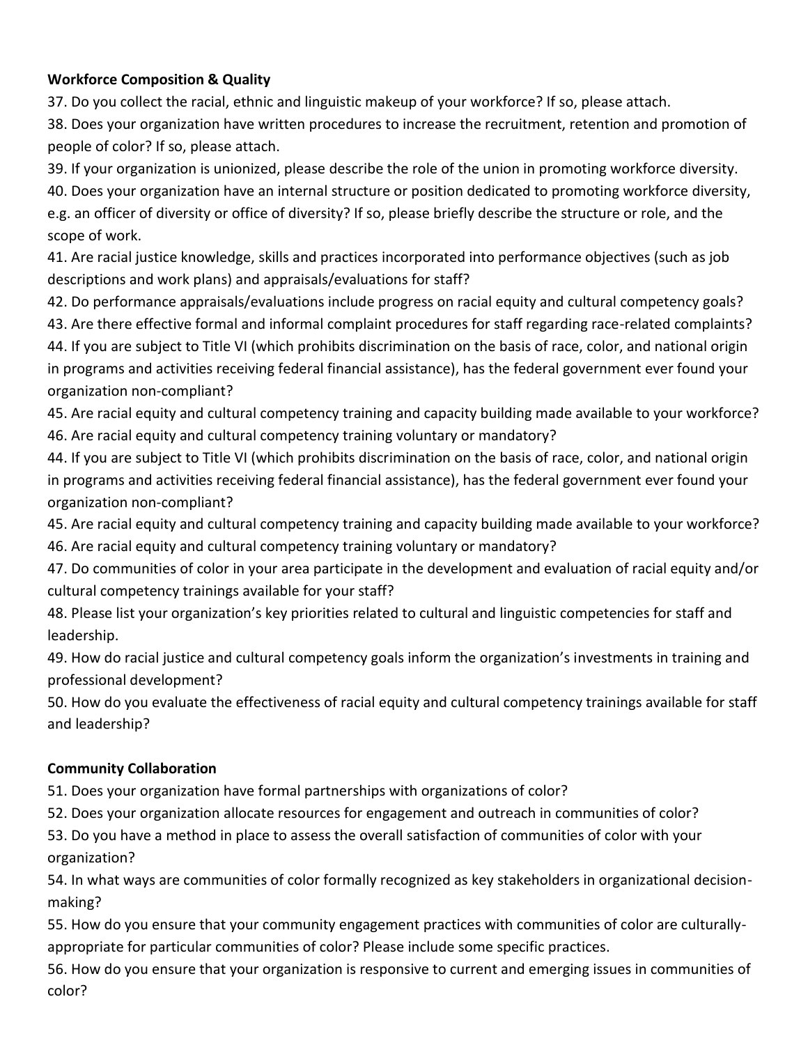**Workforce Composition & Quality**

37. Do you collect the racial, ethnic and linguistic makeup of your workforce? If so, please attach.
38. Does your organization have written procedures to increase the recruitment, retention and promotion of people of color? If so, please attach.
39. If your organization is unionized, please describe the role of the union in promoting workforce diversity.
40. Does your organization have an internal structure or position dedicated to promoting workforce diversity, e.g. an officer of diversity or office of diversity? If so, please briefly describe the structure or role, and the scope of work.
41. Are racial justice knowledge, skills and practices incorporated into performance objectives (such as job descriptions and work plans) and appraisals/evaluations for staff?
42. Do performance appraisals/evaluations include progress on racial equity and cultural competency goals?
43. Are there effective formal and informal complaint procedures for staff regarding race-related complaints?
44. If you are subject to Title VI (which prohibits discrimination on the basis of race, color, and national origin in programs and activities receiving federal financial assistance), has the federal government ever found your organization non-compliant?
45. Are racial equity and cultural competency training and capacity building made available to your workforce?
46. Are racial equity and cultural competency training voluntary or mandatory?
44. If you are subject to Title VI (which prohibits discrimination on the basis of race, color, and national origin in programs and activities receiving federal financial assistance), has the federal government ever found your organization non-compliant?
45. Are racial equity and cultural competency training and capacity building made available to your workforce?
46. Are racial equity and cultural competency training voluntary or mandatory?
47. Do communities of color in your area participate in the development and evaluation of racial equity and/or cultural competency trainings available for your staff?
48. Please list your organization's key priorities related to cultural and linguistic competencies for staff and leadership.
49. How do racial justice and cultural competency goals inform the organization's investments in training and professional development?
50. How do you evaluate the effectiveness of racial equity and cultural competency trainings available for staff and leadership?

**Community Collaboration**

51. Does your organization have formal partnerships with organizations of color?
52. Does your organization allocate resources for engagement and outreach in communities of color?
53. Do you have a method in place to assess the overall satisfaction of communities of color with your organization?
54. In what ways are communities of color formally recognized as key stakeholders in organizational decision-making?
55. How do you ensure that your community engagement practices with communities of color are culturally-appropriate for particular communities of color? Please include some specific practices.
56. How do you ensure that your organization is responsive to current and emerging issues in communities of color?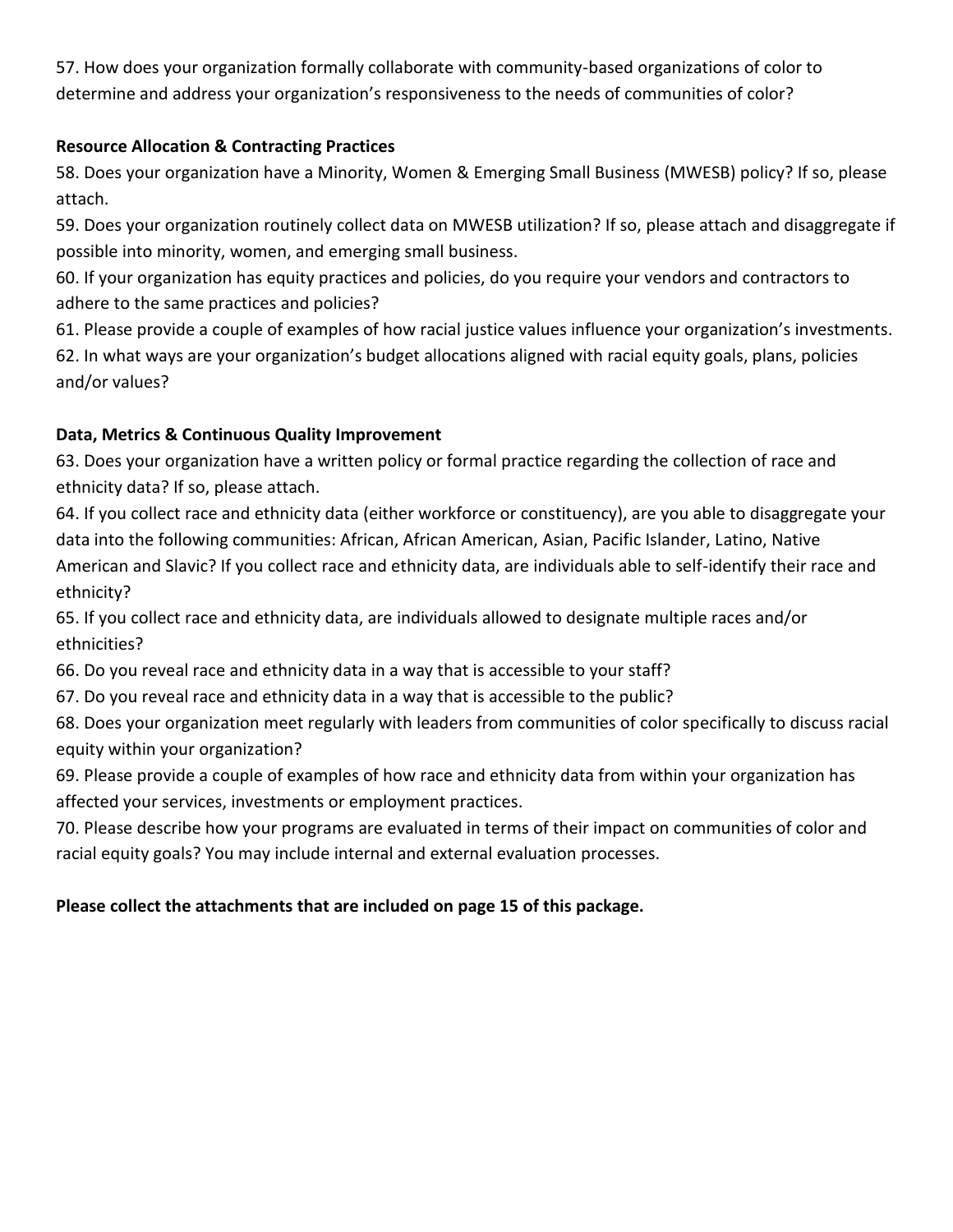57. How does your organization formally collaborate with community-based organizations of color to determine and address your organization's responsiveness to the needs of communities of color?

**Resource Allocation & Contracting Practices**

58. Does your organization have a Minority, Women & Emerging Small Business (MWESB) policy? If so, please attach.

59. Does your organization routinely collect data on MWESB utilization? If so, please attach and disaggregate if possible into minority, women, and emerging small business.

60. If your organization has equity practices and policies, do you require your vendors and contractors to adhere to the same practices and policies?

61. Please provide a couple of examples of how racial justice values influence your organization's investments.

62. In what ways are your organization's budget allocations aligned with racial equity goals, plans, policies and/or values?

**Data, Metrics & Continuous Quality Improvement**

63. Does your organization have a written policy or formal practice regarding the collection of race and ethnicity data? If so, please attach.

64. If you collect race and ethnicity data (either workforce or constituency), are you able to disaggregate your data into the following communities: African, African American, Asian, Pacific Islander, Latino, Native American and Slavic? If you collect race and ethnicity data, are individuals able to self-identify their race and ethnicity?

65. If you collect race and ethnicity data, are individuals allowed to designate multiple races and/or ethnicities?

66. Do you reveal race and ethnicity data in a way that is accessible to your staff?

67. Do you reveal race and ethnicity data in a way that is accessible to the public?

68. Does your organization meet regularly with leaders from communities of color specifically to discuss racial equity within your organization?

69. Please provide a couple of examples of how race and ethnicity data from within your organization has affected your services, investments or employment practices.

70. Please describe how your programs are evaluated in terms of their impact on communities of color and racial equity goals? You may include internal and external evaluation processes.

**Please collect the attachments that are included on page 15 of this package.**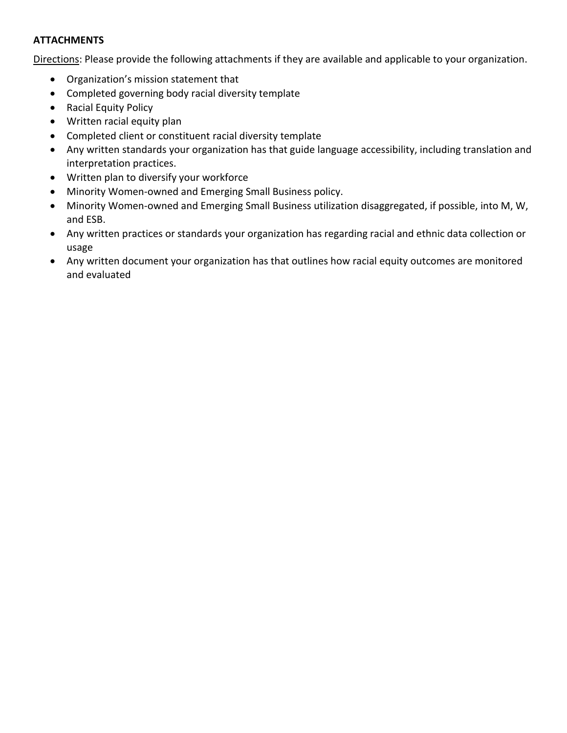**ATTACHMENTS**

Directions: Please provide the following attachments if they are available and applicable to your organization.

- Organization's mission statement that
- Completed governing body racial diversity template
- Racial Equity Policy
- Written racial equity plan
- Completed client or constituent racial diversity template
- Any written standards your organization has that guide language accessibility, including translation and interpretation practices.
- Written plan to diversify your workforce
- Minority Women-owned and Emerging Small Business policy.
- Minority Women-owned and Emerging Small Business utilization disaggregated, if possible, into M, W, and ESB.
- Any written practices or standards your organization has regarding racial and ethnic data collection or usage
- Any written document your organization has that outlines how racial equity outcomes are monitored and evaluated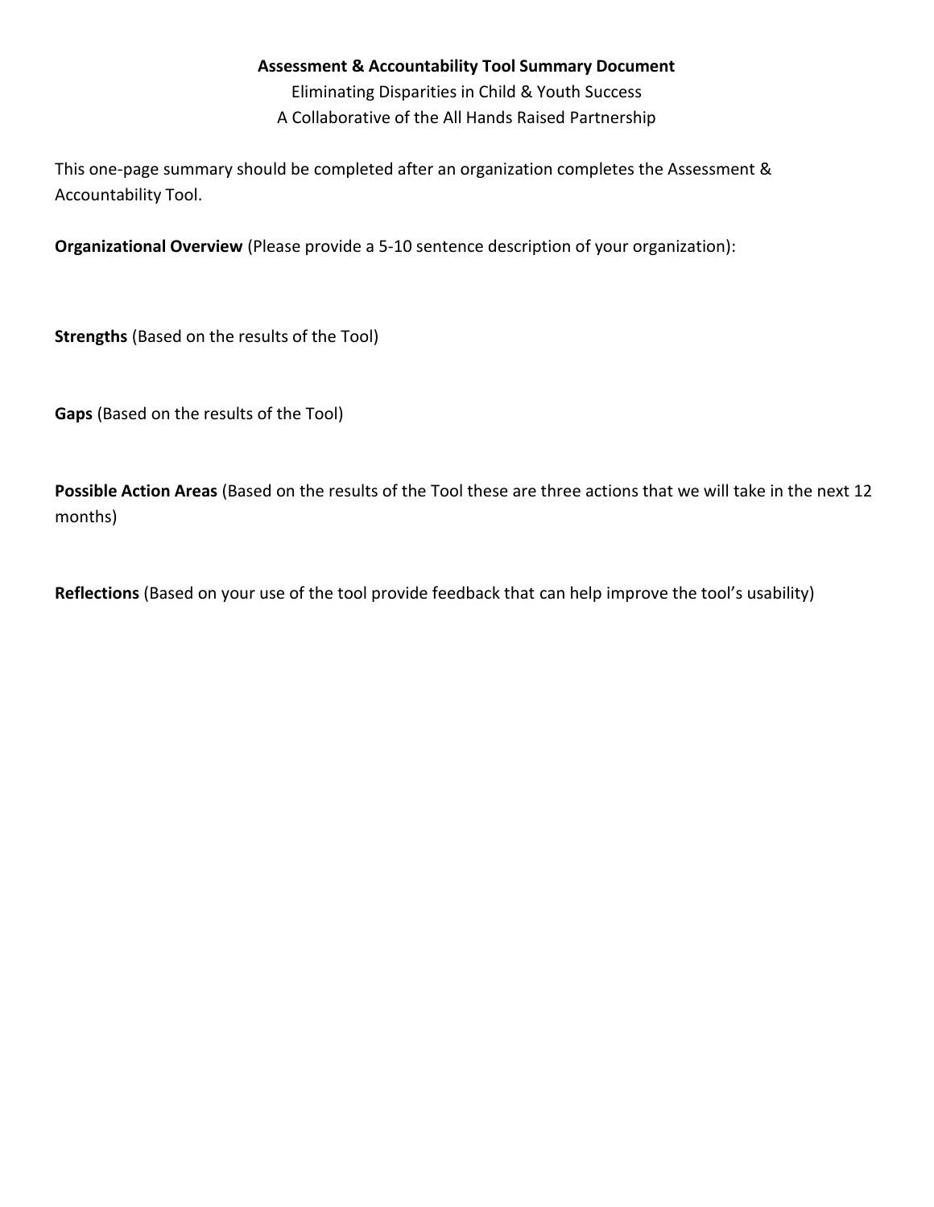**Assessment & Accountability Tool Summary Document**

Eliminating Disparities in Child & Youth Success

A Collaborative of the All Hands Raised Partnership

This one-page summary should be completed after an organization completes the Assessment & Accountability Tool.

**Organizational Overview** (Please provide a 5-10 sentence description of your organization):

**Strengths** (Based on the results of the Tool)

**Gaps** (Based on the results of the Tool)

**Possible Action Areas** (Based on the results of the Tool these are three actions that we will take in the next 12 months)

**Reflections** (Based on your use of the tool provide feedback that can help improve the tool's usability)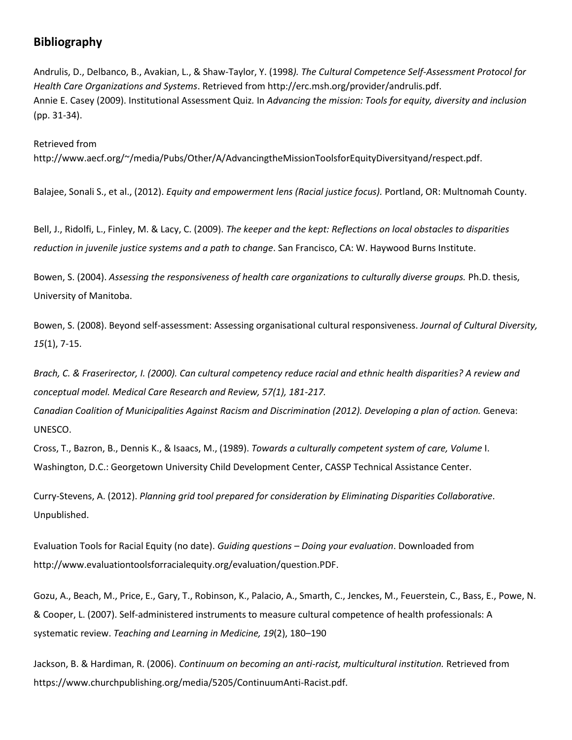## Bibliography

Andrulis, D., Delbanco, B., Avakian, L., & Shaw-Taylor, Y. (1998*). The Cultural Competence Self-Assessment Protocol for Health Care Organizations and Systems*. Retrieved from http://erc.msh.org/provider/andrulis.pdf.

Annie E. Casey (2009). Institutional Assessment Quiz. In *Advancing the mission: Tools for equity, diversity and inclusion* (pp. 31-34).

Retrieved from http://www.aecf.org/~/media/Pubs/Other/A/AdvancingtheMissionToolsforEquityDiversityand/respect.pdf.

Balajee, Sonali S., et al., (2012). *Equity and empowerment lens (Racial justice focus).* Portland, OR: Multnomah County.

Bell, J., Ridolfi, L., Finley, M. & Lacy, C. (2009). *The keeper and the kept: Reflections on local obstacles to disparities reduction in juvenile justice systems and a path to change*. San Francisco, CA: W. Haywood Burns Institute.

Bowen, S. (2004). *Assessing the responsiveness of health care organizations to culturally diverse groups.* Ph.D. thesis, University of Manitoba.

Bowen, S. (2008). Beyond self-assessment: Assessing organisational cultural responsiveness. *Journal of Cultural Diversity, 15*(1), 7-15.

*Brach, C. & Fraserirector, I. (2000). Can cultural competency reduce racial and ethnic health disparities? A review and conceptual model. Medical Care Research and Review, 57(1), 181-217.*

*Canadian Coalition of Municipalities Against Racism and Discrimination (2012). Developing a plan of action.* Geneva: UNESCO.

Cross, T., Bazron, B., Dennis K., & Isaacs, M., (1989). *Towards a culturally competent system of care, Volume* I. Washington, D.C.: Georgetown University Child Development Center, CASSP Technical Assistance Center.

Curry-Stevens, A. (2012). *Planning grid tool prepared for consideration by Eliminating Disparities Collaborative*. Unpublished.

Evaluation Tools for Racial Equity (no date). *Guiding questions – Doing your evaluation*. Downloaded from http://www.evaluationtoolsforracialequity.org/evaluation/question.PDF.

Gozu, A., Beach, M., Price, E., Gary, T., Robinson, K., Palacio, A., Smarth, C., Jenckes, M., Feuerstein, C., Bass, E., Powe, N. & Cooper, L. (2007). Self-administered instruments to measure cultural competence of health professionals: A systematic review. *Teaching and Learning in Medicine, 19*(2), 180–190

Jackson, B. & Hardiman, R. (2006). *Continuum on becoming an anti-racist, multicultural institution.* Retrieved from https://www.churchpublishing.org/media/5205/ContinuumAnti-Racist.pdf.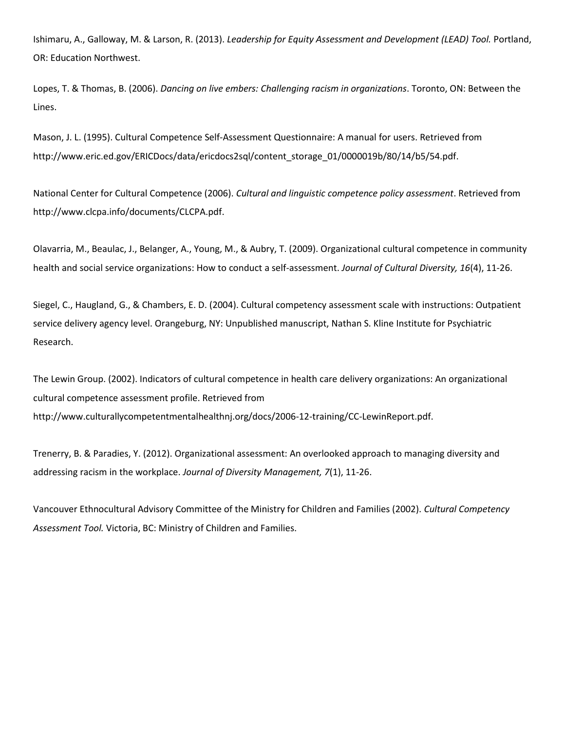Ishimaru, A., Galloway, M. & Larson, R. (2013). *Leadership for Equity Assessment and Development (LEAD) Tool.* Portland, OR: Education Northwest.

Lopes, T. & Thomas, B. (2006). *Dancing on live embers: Challenging racism in organizations*. Toronto, ON: Between the Lines.

Mason, J. L. (1995). Cultural Competence Self-Assessment Questionnaire: A manual for users. Retrieved from http://www.eric.ed.gov/ERICDocs/data/ericdocs2sql/content_storage_01/0000019b/80/14/b5/54.pdf.

National Center for Cultural Competence (2006). *Cultural and linguistic competence policy assessment*. Retrieved from http://www.clcpa.info/documents/CLCPA.pdf.

Olavarria, M., Beaulac, J., Belanger, A., Young, M., & Aubry, T. (2009). Organizational cultural competence in community health and social service organizations: How to conduct a self-assessment. *Journal of Cultural Diversity, 16*(4), 11-26.

Siegel, C., Haugland, G., & Chambers, E. D. (2004). Cultural competency assessment scale with instructions: Outpatient service delivery agency level. Orangeburg, NY: Unpublished manuscript, Nathan S. Kline Institute for Psychiatric Research.

The Lewin Group. (2002). Indicators of cultural competence in health care delivery organizations: An organizational cultural competence assessment profile. Retrieved from http://www.culturallycompetentmentalhealthnj.org/docs/2006-12-training/CC-LewinReport.pdf.

Trenerry, B. & Paradies, Y. (2012). Organizational assessment: An overlooked approach to managing diversity and addressing racism in the workplace. *Journal of Diversity Management, 7*(1), 11-26.

Vancouver Ethnocultural Advisory Committee of the Ministry for Children and Families (2002). *Cultural Competency Assessment Tool.* Victoria, BC: Ministry of Children and Families.